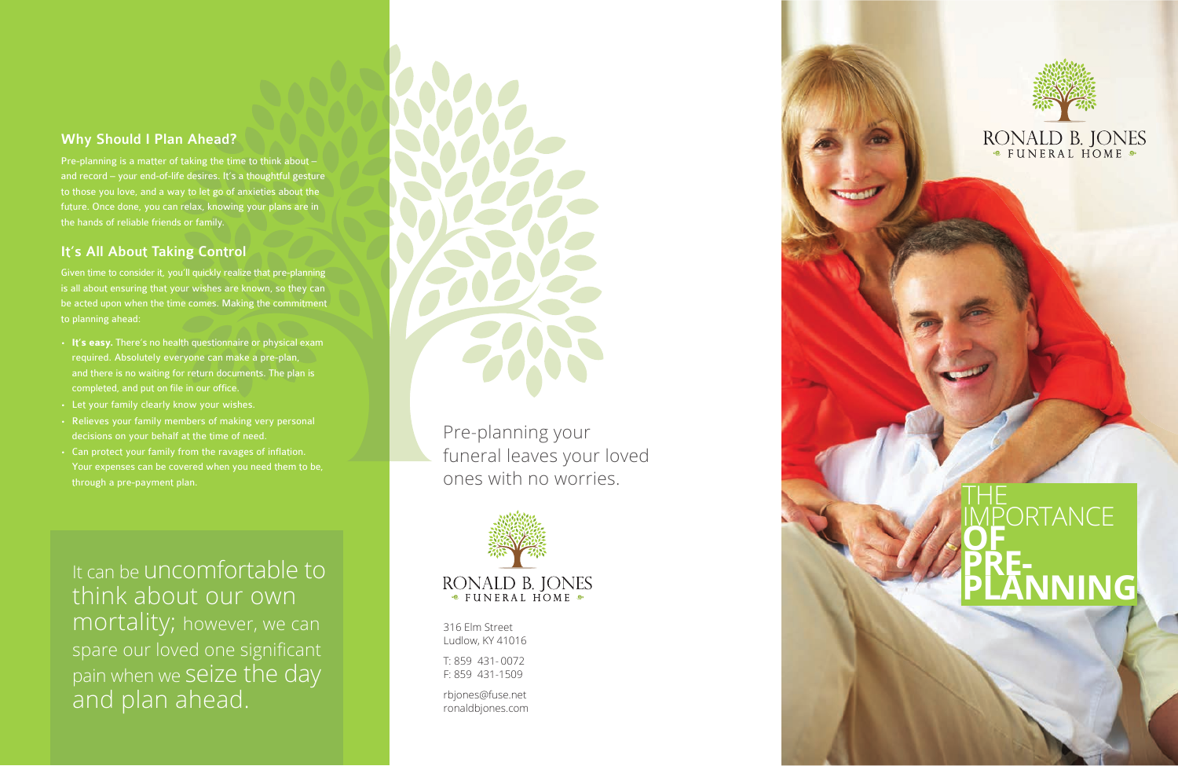## Why Should I Plan Ahead?

Pre-planning is a matter of taking the time to think about – and record – your end-of-life desires. It's a thoughtful gesture to those you love, and a way to let go of anxieties about the future. Once done, you can relax, knowing your plans are in the hands of reliable friends or family.

## It's All About Taking Control

Given time to consider it, you'll quickly realize that pre-planning is all about ensuring that your wishes are known, so they can be acted upon when the time comes. Making the commitment to planning ahead:

- **It's easy.** There's no health questionnaire or physical exam required. Absolutely everyone can make a pre-plan, and there is no waiting for return documents. The plan is completed, and put on file in our office.
- Let your family clearly know your wishes.
- Relieves your family members of making very personal decisions on your behalf at the time of need.
- Can protect your family from the ravages of inflation. Your expenses can be covered when you need them to be, through a pre-payment plan.

It can be uncomfortable to think about our own mortality; however, we can spare our loved one significant pain when we seize the day and plan ahead.

Pre-planning your funeral leaves your loved ones with no worries.

RONALD B. JONES
FUNERAL HOME

316 Elm Street
Ludlow, KY 41016

T: 859 431-0072
F: 859 431-1509

rbjones@fuse.net
ronaldbjones.com

RONALD B. JONES
FUNERAL HOME

# THE IMPORTANCE OF PRE-PLANNING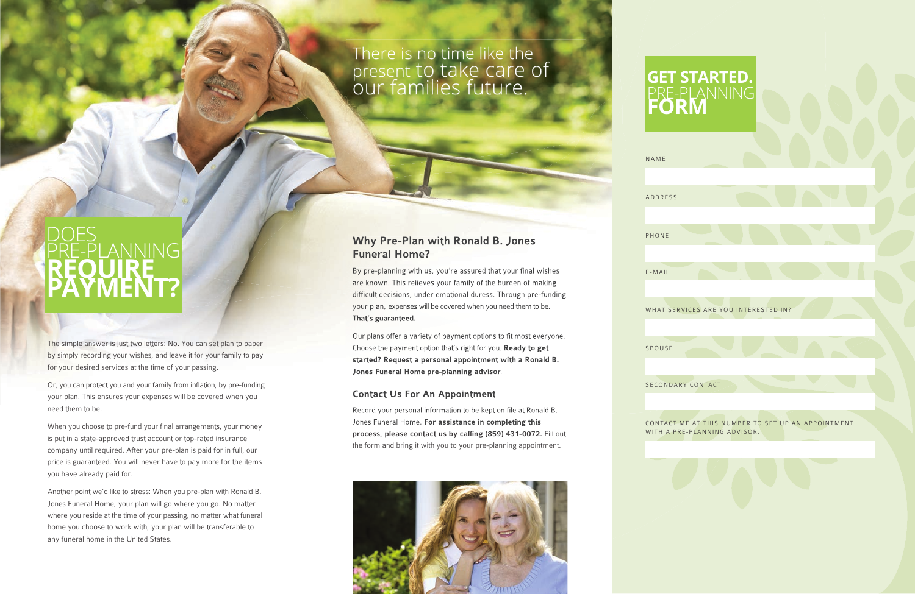There is no time like the present to take care of our families future.

# DOES PRE-PLANNING REQUIRE PAYMENT?

The simple answer is just two letters: No. You can set plan to paper by simply recording your wishes, and leave it for your family to pay for your desired services at the time of your passing.

Or, you can protect you and your family from inflation, by pre-funding your plan. This ensures your expenses will be covered when you need them to be.

When you choose to pre-fund your final arrangements, your money is put in a state-approved trust account or top-rated insurance company until required. After your pre-plan is paid for in full, our price is guaranteed. You will never have to pay more for the items you have already paid for.

Another point we'd like to stress: When you pre-plan with Ronald B. Jones Funeral Home, your plan will go where you go. No matter where you reside at the time of your passing, no matter what funeral home you choose to work with, your plan will be transferable to any funeral home in the United States.

## Why Pre-Plan with Ronald B. Jones Funeral Home?

By pre-planning with us, you're assured that your final wishes are known. This relieves your family of the burden of making difficult decisions, under emotional duress. Through pre-funding your plan, expenses will be covered when you need them to be. **That's guaranteed.**

Our plans offer a variety of payment options to fit most everyone. Choose the payment option that's right for you. **Ready to get started? Request a personal appointment with a Ronald B. Jones Funeral Home pre-planning advisor.**

## Contact Us For An Appointment

Record your personal information to be kept on file at Ronald B. Jones Funeral Home. **For assistance in completing this process, please contact us by calling (859) 431-0072.** Fill out the form and bring it with you to your pre-planning appointment.

# GET STARTED. PRE-PLANNING FORM

NAME

ADDRESS

PHONE

E-MAIL

WHAT SERVICES ARE YOU INTERESTED IN?

SPOUSE

SECONDARY CONTACT

CONTACT ME AT THIS NUMBER TO SET UP AN APPOINTMENT WITH A PRE-PLANNING ADVISOR.